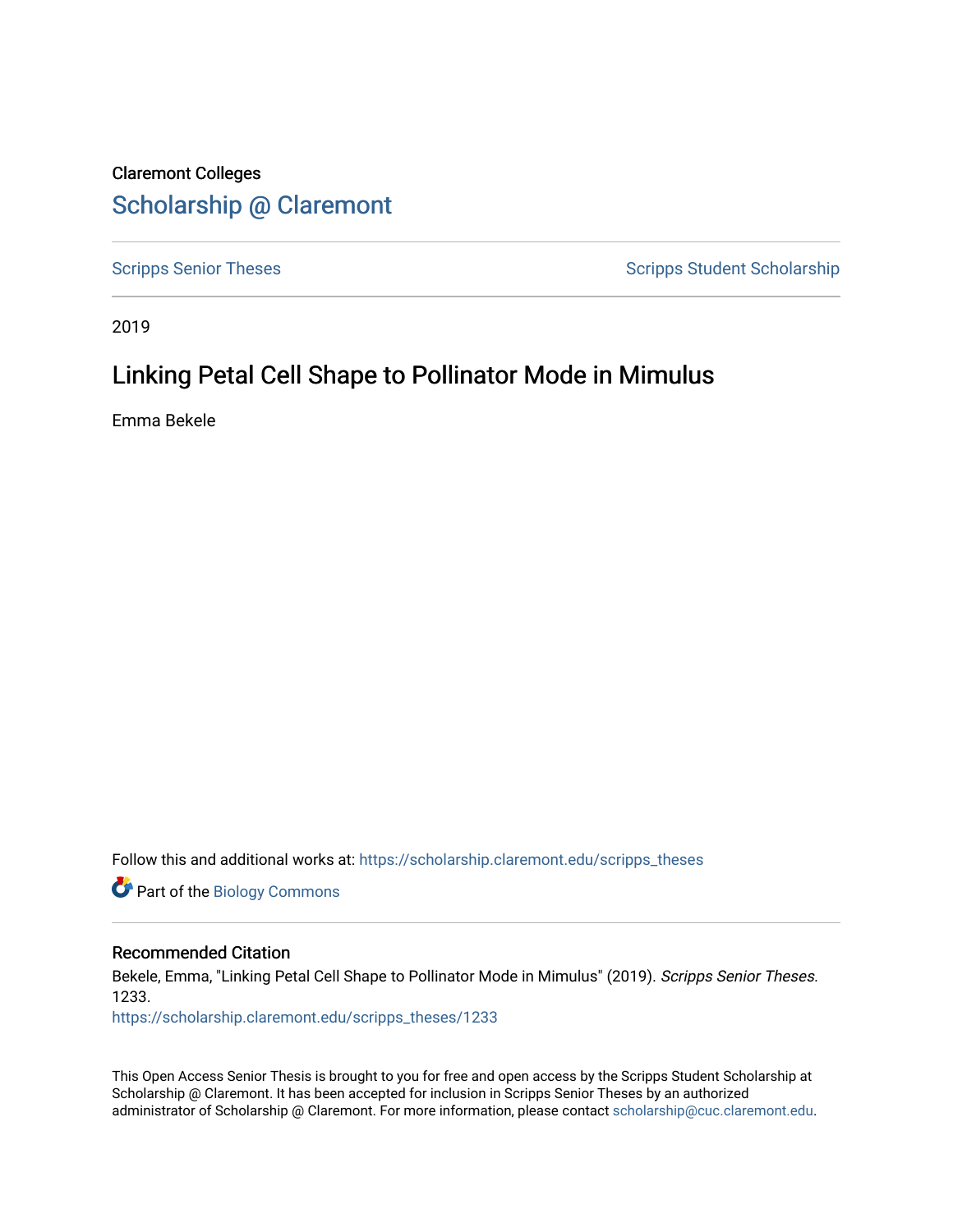Claremont Colleges

Scholarship @ Claremont

Scripps Senior Theses

Scripps Student Scholarship

2019

# Linking Petal Cell Shape to Pollinator Mode in Mimulus

Emma Bekele

Follow this and additional works at: https://scholarship.claremont.edu/scripps_theses

Part of the Biology Commons

## Recommended Citation

Bekele, Emma, "Linking Petal Cell Shape to Pollinator Mode in Mimulus" (2019). *Scripps Senior Theses*. 1233.
https://scholarship.claremont.edu/scripps_theses/1233

This Open Access Senior Thesis is brought to you for free and open access by the Scripps Student Scholarship at Scholarship @ Claremont. It has been accepted for inclusion in Scripps Senior Theses by an authorized administrator of Scholarship @ Claremont. For more information, please contact scholarship@cuc.claremont.edu.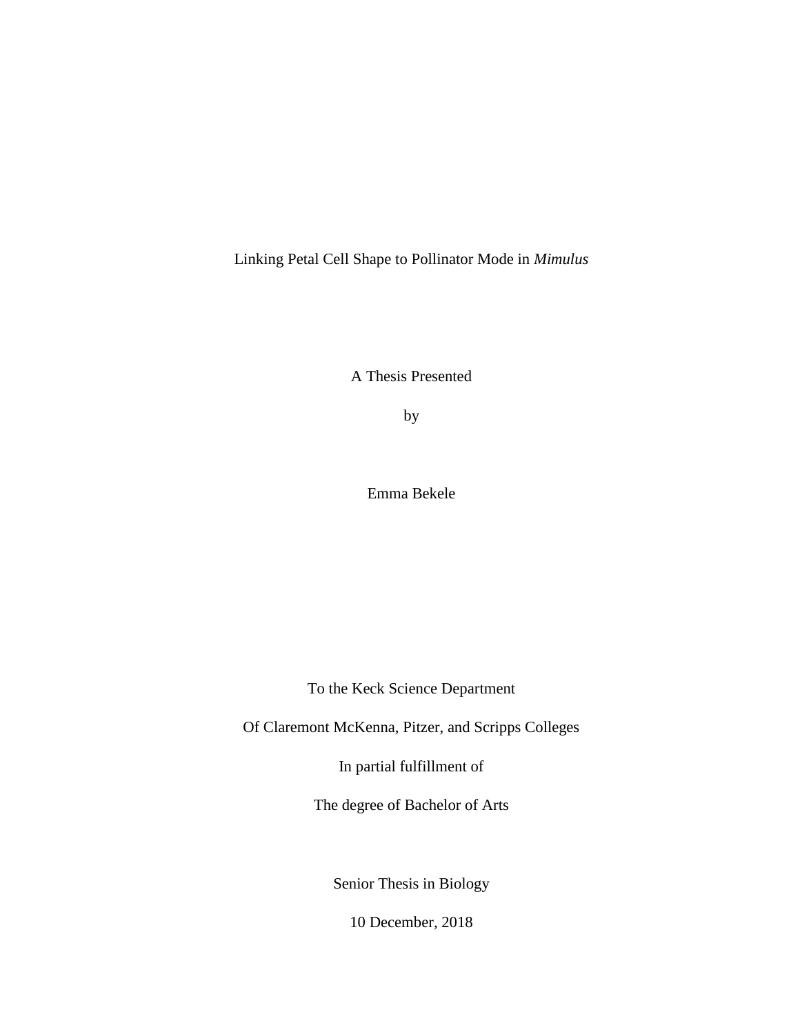# Linking Petal Cell Shape to Pollinator Mode in *Mimulus*

A Thesis Presented

by

Emma Bekele

To the Keck Science Department

Of Claremont McKenna, Pitzer, and Scripps Colleges

In partial fulfillment of

The degree of Bachelor of Arts

Senior Thesis in Biology

10 December, 2018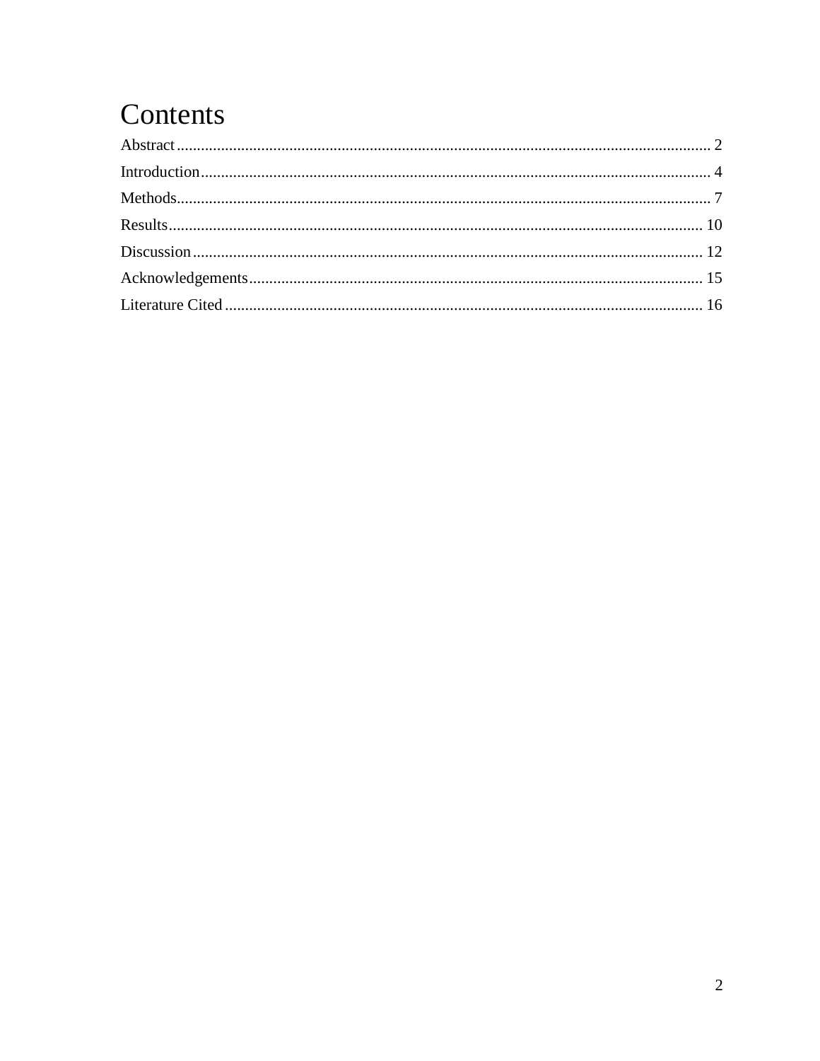# Contents

Abstract .................................................................................................................................... 2

Introduction ............................................................................................................................. 4

Methods .................................................................................................................................... 7

Results .................................................................................................................................... 10

Discussion .............................................................................................................................. 12

Acknowledgements ................................................................................................................ 15

Literature Cited ...................................................................................................................... 16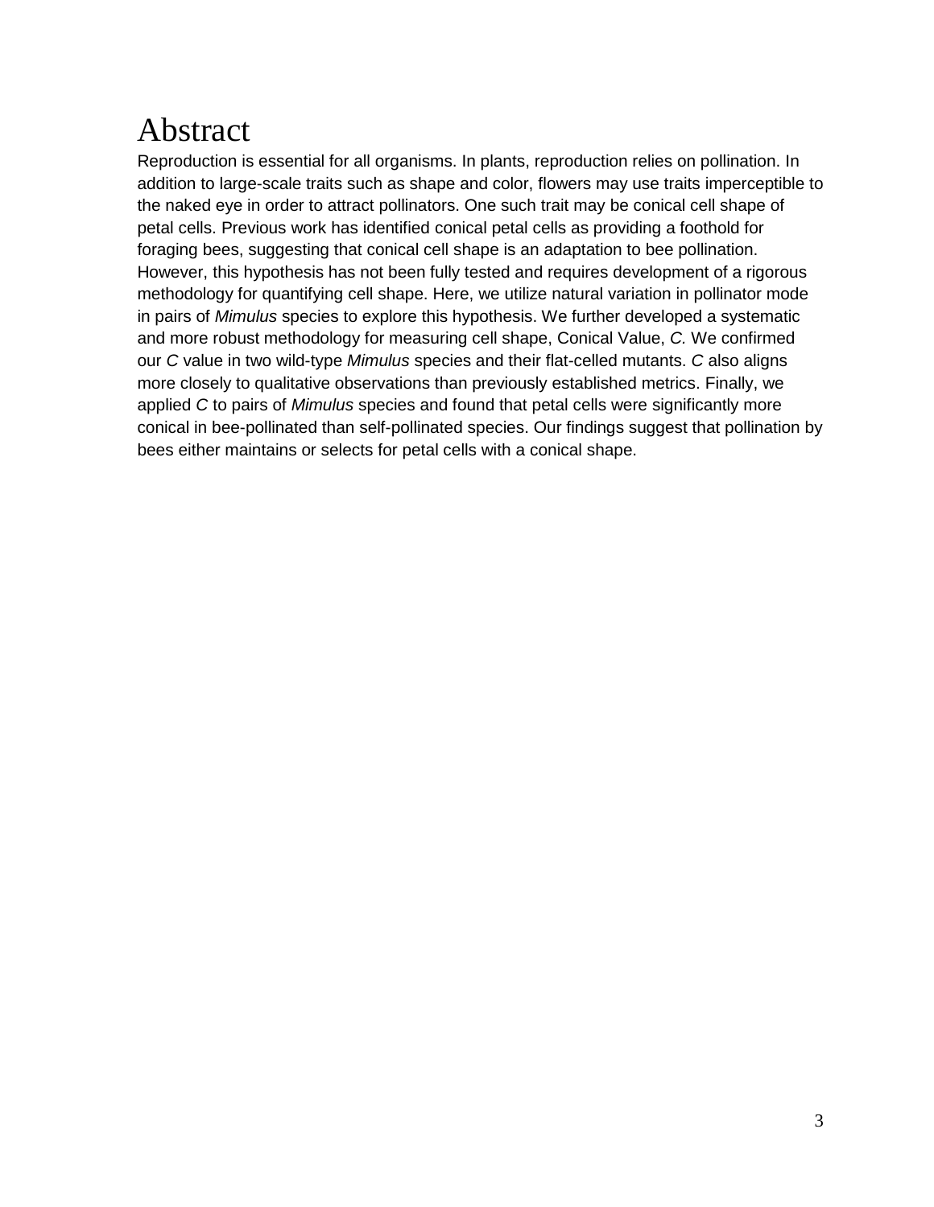# Abstract

Reproduction is essential for all organisms. In plants, reproduction relies on pollination. In addition to large-scale traits such as shape and color, flowers may use traits imperceptible to the naked eye in order to attract pollinators. One such trait may be conical cell shape of petal cells. Previous work has identified conical petal cells as providing a foothold for foraging bees, suggesting that conical cell shape is an adaptation to bee pollination. However, this hypothesis has not been fully tested and requires development of a rigorous methodology for quantifying cell shape. Here, we utilize natural variation in pollinator mode in pairs of *Mimulus* species to explore this hypothesis. We further developed a systematic and more robust methodology for measuring cell shape, Conical Value, *C.* We confirmed our *C* value in two wild-type *Mimulus* species and their flat-celled mutants. *C* also aligns more closely to qualitative observations than previously established metrics. Finally, we applied *C* to pairs of *Mimulus* species and found that petal cells were significantly more conical in bee-pollinated than self-pollinated species. Our findings suggest that pollination by bees either maintains or selects for petal cells with a conical shape.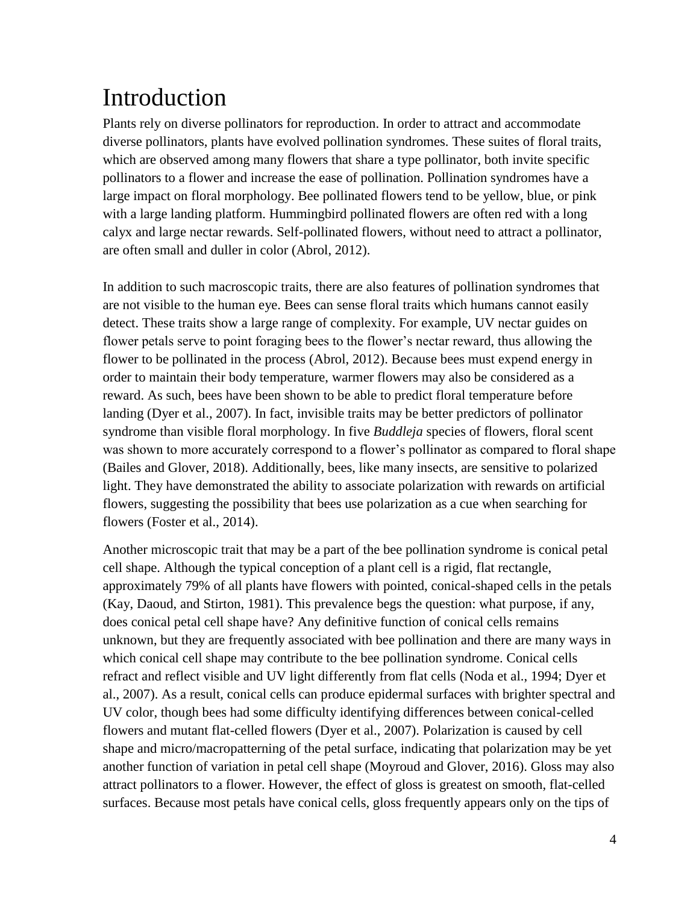# Introduction

Plants rely on diverse pollinators for reproduction. In order to attract and accommodate diverse pollinators, plants have evolved pollination syndromes. These suites of floral traits, which are observed among many flowers that share a type pollinator, both invite specific pollinators to a flower and increase the ease of pollination. Pollination syndromes have a large impact on floral morphology. Bee pollinated flowers tend to be yellow, blue, or pink with a large landing platform. Hummingbird pollinated flowers are often red with a long calyx and large nectar rewards. Self-pollinated flowers, without need to attract a pollinator, are often small and duller in color (Abrol, 2012).

In addition to such macroscopic traits, there are also features of pollination syndromes that are not visible to the human eye. Bees can sense floral traits which humans cannot easily detect. These traits show a large range of complexity. For example, UV nectar guides on flower petals serve to point foraging bees to the flower's nectar reward, thus allowing the flower to be pollinated in the process (Abrol, 2012). Because bees must expend energy in order to maintain their body temperature, warmer flowers may also be considered as a reward. As such, bees have been shown to be able to predict floral temperature before landing (Dyer et al., 2007). In fact, invisible traits may be better predictors of pollinator syndrome than visible floral morphology. In five *Buddleja* species of flowers, floral scent was shown to more accurately correspond to a flower's pollinator as compared to floral shape (Bailes and Glover, 2018). Additionally, bees, like many insects, are sensitive to polarized light. They have demonstrated the ability to associate polarization with rewards on artificial flowers, suggesting the possibility that bees use polarization as a cue when searching for flowers (Foster et al., 2014).

Another microscopic trait that may be a part of the bee pollination syndrome is conical petal cell shape. Although the typical conception of a plant cell is a rigid, flat rectangle, approximately 79% of all plants have flowers with pointed, conical-shaped cells in the petals (Kay, Daoud, and Stirton, 1981). This prevalence begs the question: what purpose, if any, does conical petal cell shape have? Any definitive function of conical cells remains unknown, but they are frequently associated with bee pollination and there are many ways in which conical cell shape may contribute to the bee pollination syndrome. Conical cells refract and reflect visible and UV light differently from flat cells (Noda et al., 1994; Dyer et al., 2007). As a result, conical cells can produce epidermal surfaces with brighter spectral and UV color, though bees had some difficulty identifying differences between conical-celled flowers and mutant flat-celled flowers (Dyer et al., 2007). Polarization is caused by cell shape and micro/macropatterning of the petal surface, indicating that polarization may be yet another function of variation in petal cell shape (Moyroud and Glover, 2016). Gloss may also attract pollinators to a flower. However, the effect of gloss is greatest on smooth, flat-celled surfaces. Because most petals have conical cells, gloss frequently appears only on the tips of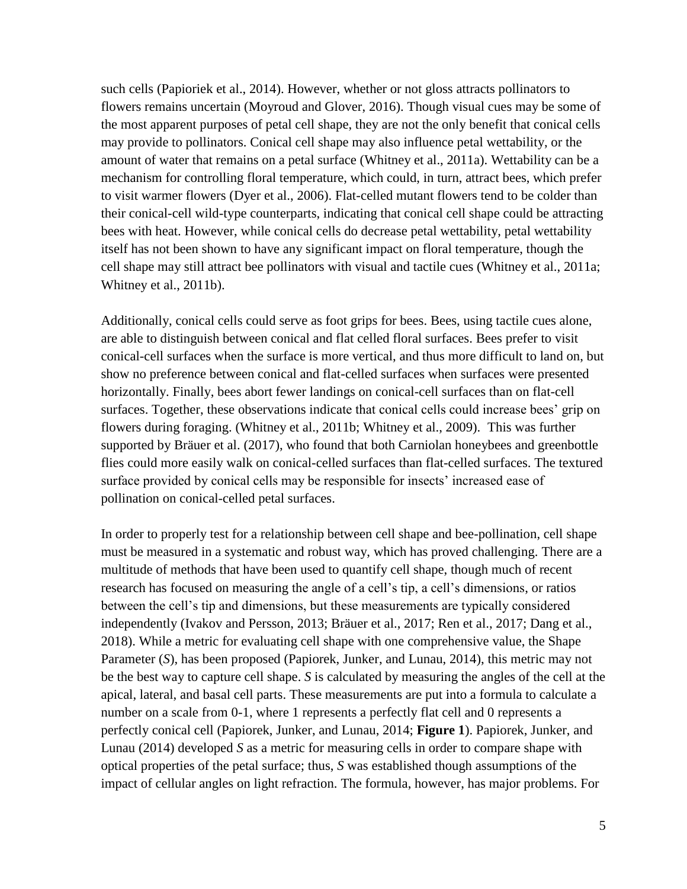such cells (Papioriek et al., 2014). However, whether or not gloss attracts pollinators to flowers remains uncertain (Moyroud and Glover, 2016). Though visual cues may be some of the most apparent purposes of petal cell shape, they are not the only benefit that conical cells may provide to pollinators. Conical cell shape may also influence petal wettability, or the amount of water that remains on a petal surface (Whitney et al., 2011a). Wettability can be a mechanism for controlling floral temperature, which could, in turn, attract bees, which prefer to visit warmer flowers (Dyer et al., 2006). Flat-celled mutant flowers tend to be colder than their conical-cell wild-type counterparts, indicating that conical cell shape could be attracting bees with heat. However, while conical cells do decrease petal wettability, petal wettability itself has not been shown to have any significant impact on floral temperature, though the cell shape may still attract bee pollinators with visual and tactile cues (Whitney et al., 2011a; Whitney et al., 2011b).

Additionally, conical cells could serve as foot grips for bees. Bees, using tactile cues alone, are able to distinguish between conical and flat celled floral surfaces. Bees prefer to visit conical-cell surfaces when the surface is more vertical, and thus more difficult to land on, but show no preference between conical and flat-celled surfaces when surfaces were presented horizontally. Finally, bees abort fewer landings on conical-cell surfaces than on flat-cell surfaces. Together, these observations indicate that conical cells could increase bees' grip on flowers during foraging. (Whitney et al., 2011b; Whitney et al., 2009). This was further supported by Bräuer et al. (2017), who found that both Carniolan honeybees and greenbottle flies could more easily walk on conical-celled surfaces than flat-celled surfaces. The textured surface provided by conical cells may be responsible for insects' increased ease of pollination on conical-celled petal surfaces.

In order to properly test for a relationship between cell shape and bee-pollination, cell shape must be measured in a systematic and robust way, which has proved challenging. There are a multitude of methods that have been used to quantify cell shape, though much of recent research has focused on measuring the angle of a cell's tip, a cell's dimensions, or ratios between the cell's tip and dimensions, but these measurements are typically considered independently (Ivakov and Persson, 2013; Bräuer et al., 2017; Ren et al., 2017; Dang et al., 2018). While a metric for evaluating cell shape with one comprehensive value, the Shape Parameter (*S*), has been proposed (Papiorek, Junker, and Lunau, 2014), this metric may not be the best way to capture cell shape. *S* is calculated by measuring the angles of the cell at the apical, lateral, and basal cell parts. These measurements are put into a formula to calculate a number on a scale from 0-1, where 1 represents a perfectly flat cell and 0 represents a perfectly conical cell (Papiorek, Junker, and Lunau, 2014; **Figure 1**). Papiorek, Junker, and Lunau (2014) developed *S* as a metric for measuring cells in order to compare shape with optical properties of the petal surface; thus, *S* was established though assumptions of the impact of cellular angles on light refraction. The formula, however, has major problems. For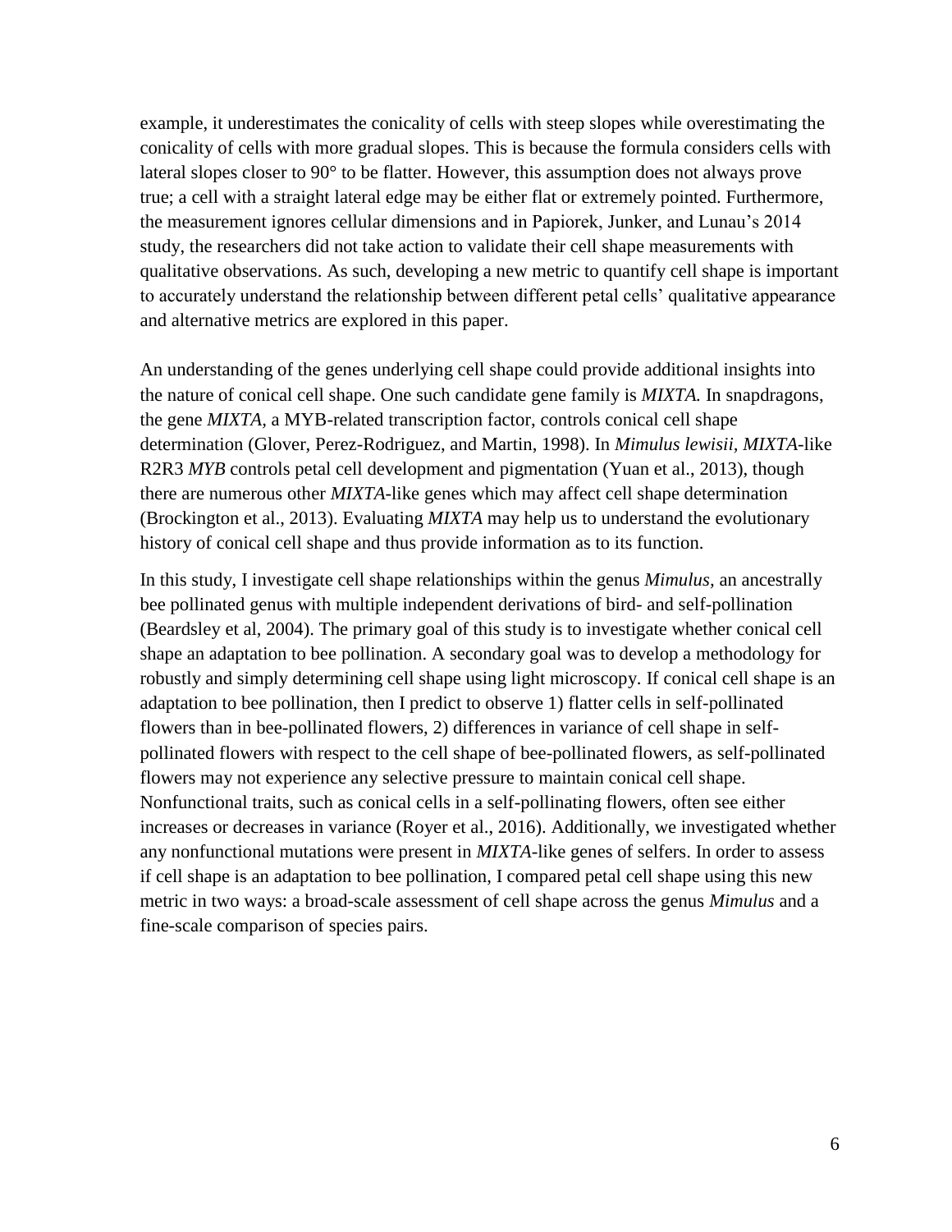example, it underestimates the conicality of cells with steep slopes while overestimating the conicality of cells with more gradual slopes. This is because the formula considers cells with lateral slopes closer to 90° to be flatter. However, this assumption does not always prove true; a cell with a straight lateral edge may be either flat or extremely pointed. Furthermore, the measurement ignores cellular dimensions and in Papiorek, Junker, and Lunau's 2014 study, the researchers did not take action to validate their cell shape measurements with qualitative observations. As such, developing a new metric to quantify cell shape is important to accurately understand the relationship between different petal cells' qualitative appearance and alternative metrics are explored in this paper.

An understanding of the genes underlying cell shape could provide additional insights into the nature of conical cell shape. One such candidate gene family is *MIXTA.* In snapdragons, the gene *MIXTA*, a MYB-related transcription factor, controls conical cell shape determination (Glover, Perez-Rodriguez, and Martin, 1998). In *Mimulus lewisii*, *MIXTA*-like R2R3 *MYB* controls petal cell development and pigmentation (Yuan et al., 2013), though there are numerous other *MIXTA*-like genes which may affect cell shape determination (Brockington et al., 2013). Evaluating *MIXTA* may help us to understand the evolutionary history of conical cell shape and thus provide information as to its function.

In this study, I investigate cell shape relationships within the genus *Mimulus*, an ancestrally bee pollinated genus with multiple independent derivations of bird- and self-pollination (Beardsley et al, 2004). The primary goal of this study is to investigate whether conical cell shape an adaptation to bee pollination. A secondary goal was to develop a methodology for robustly and simply determining cell shape using light microscopy. If conical cell shape is an adaptation to bee pollination, then I predict to observe 1) flatter cells in self-pollinated flowers than in bee-pollinated flowers, 2) differences in variance of cell shape in self-pollinated flowers with respect to the cell shape of bee-pollinated flowers, as self-pollinated flowers may not experience any selective pressure to maintain conical cell shape. Nonfunctional traits, such as conical cells in a self-pollinating flowers, often see either increases or decreases in variance (Royer et al., 2016). Additionally, we investigated whether any nonfunctional mutations were present in *MIXTA*-like genes of selfers. In order to assess if cell shape is an adaptation to bee pollination, I compared petal cell shape using this new metric in two ways: a broad-scale assessment of cell shape across the genus *Mimulus* and a fine-scale comparison of species pairs.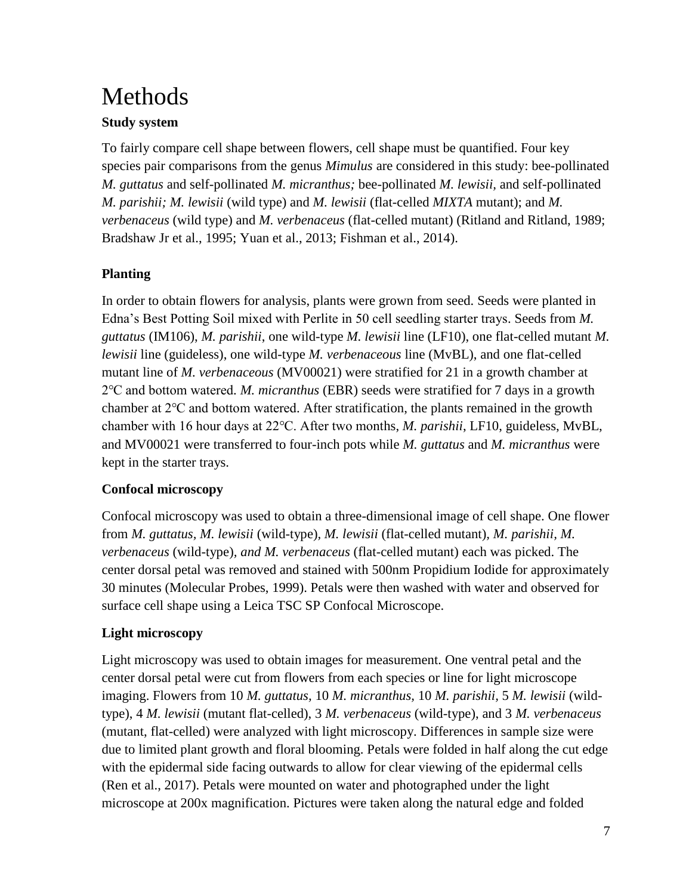# Methods

### Study system

To fairly compare cell shape between flowers, cell shape must be quantified. Four key species pair comparisons from the genus *Mimulus* are considered in this study: bee-pollinated *M. guttatus* and self-pollinated *M. micranthus;* bee-pollinated *M. lewisii*, and self-pollinated *M. parishii; M. lewisii* (wild type) and *M. lewisii* (flat-celled *MIXTA* mutant); and *M. verbenaceus* (wild type) and *M. verbenaceus* (flat-celled mutant) (Ritland and Ritland, 1989; Bradshaw Jr et al., 1995; Yuan et al., 2013; Fishman et al., 2014).

### Planting

In order to obtain flowers for analysis, plants were grown from seed. Seeds were planted in Edna's Best Potting Soil mixed with Perlite in 50 cell seedling starter trays. Seeds from *M. guttatus* (IM106), *M. parishii*, one wild-type *M. lewisii* line (LF10), one flat-celled mutant *M. lewisii* line (guideless), one wild-type *M. verbenaceous* line (MvBL), and one flat-celled mutant line of *M. verbenaceous* (MV00021) were stratified for 21 in a growth chamber at 2℃ and bottom watered. *M. micranthus* (EBR) seeds were stratified for 7 days in a growth chamber at 2℃ and bottom watered. After stratification, the plants remained in the growth chamber with 16 hour days at 22℃. After two months, *M. parishii*, LF10, guideless, MvBL, and MV00021 were transferred to four-inch pots while *M. guttatus* and *M. micranthus* were kept in the starter trays.

### Confocal microscopy

Confocal microscopy was used to obtain a three-dimensional image of cell shape. One flower from *M. guttatus*, *M. lewisii* (wild-type), *M. lewisii* (flat-celled mutant), *M. parishii*, *M. verbenaceus* (wild-type), *and M. verbenaceus* (flat-celled mutant) each was picked. The center dorsal petal was removed and stained with 500nm Propidium Iodide for approximately 30 minutes (Molecular Probes, 1999). Petals were then washed with water and observed for surface cell shape using a Leica TSC SP Confocal Microscope.

### Light microscopy

Light microscopy was used to obtain images for measurement. One ventral petal and the center dorsal petal were cut from flowers from each species or line for light microscope imaging. Flowers from 10 *M. guttatus*, 10 *M. micranthus*, 10 *M. parishii*, 5 *M. lewisii* (wild-type), 4 *M. lewisii* (mutant flat-celled), 3 *M. verbenaceus* (wild-type), and 3 *M. verbenaceus* (mutant, flat-celled) were analyzed with light microscopy. Differences in sample size were due to limited plant growth and floral blooming. Petals were folded in half along the cut edge with the epidermal side facing outwards to allow for clear viewing of the epidermal cells (Ren et al., 2017). Petals were mounted on water and photographed under the light microscope at 200x magnification. Pictures were taken along the natural edge and folded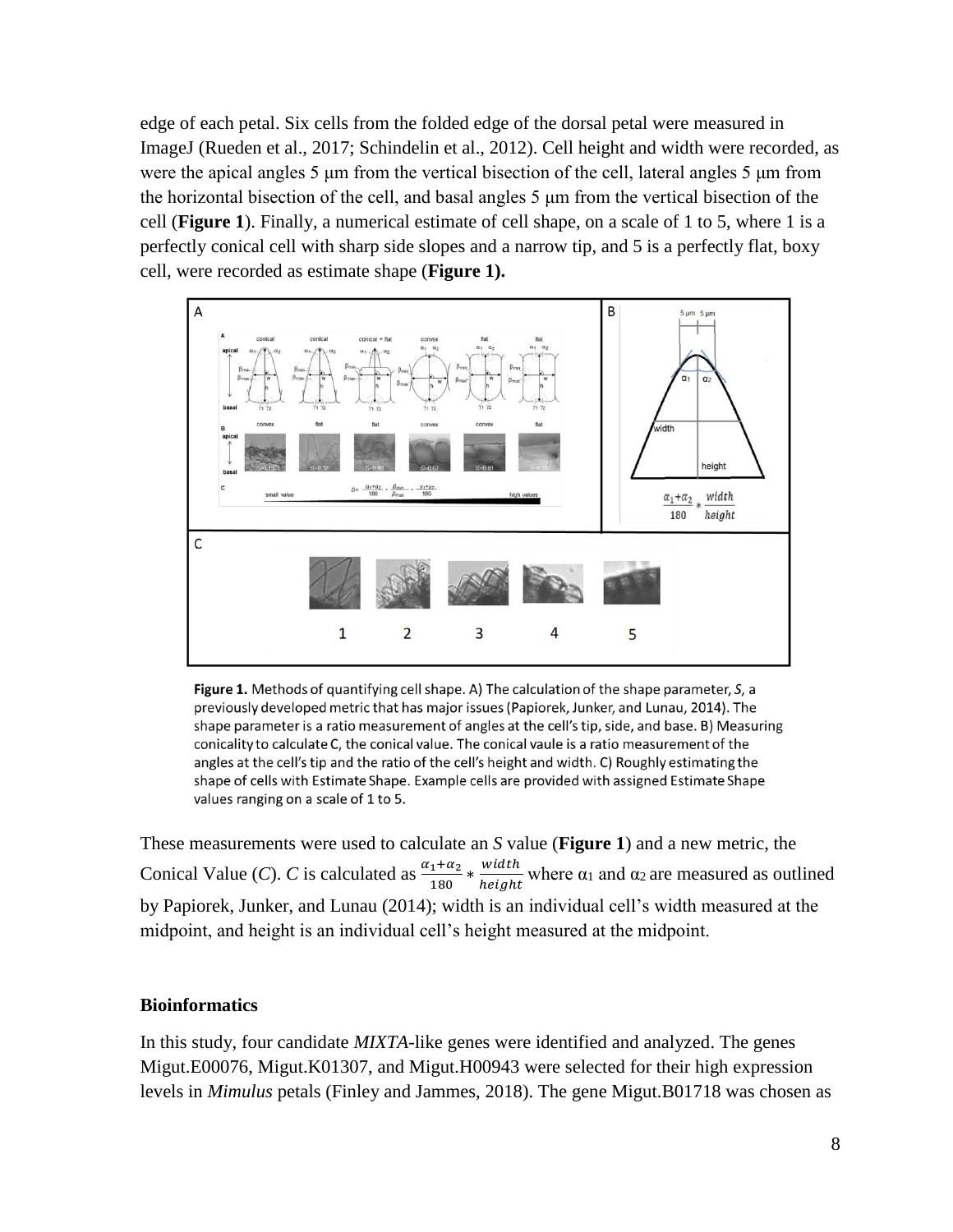edge of each petal. Six cells from the folded edge of the dorsal petal were measured in ImageJ (Rueden et al., 2017; Schindelin et al., 2012). Cell height and width were recorded, as were the apical angles 5 μm from the vertical bisection of the cell, lateral angles 5 μm from the horizontal bisection of the cell, and basal angles 5 μm from the vertical bisection of the cell (**Figure 1**). Finally, a numerical estimate of cell shape, on a scale of 1 to 5, where 1 is a perfectly conical cell with sharp side slopes and a narrow tip, and 5 is a perfectly flat, boxy cell, were recorded as estimate shape (**Figure 1).**

**Figure 1.** Methods of quantifying cell shape. A) The calculation of the shape parameter, *S*, a previously developed metric that has major issues (Papiorek, Junker, and Lunau, 2014). The shape parameter is a ratio measurement of angles at the cell's tip, side, and base. B) Measuring conicality to calculate C, the conical value. The conical vaule is a ratio measurement of the angles at the cell's tip and the ratio of the cell's height and width. C) Roughly estimating the shape of cells with Estimate Shape. Example cells are provided with assigned Estimate Shape values ranging on a scale of 1 to 5.

These measurements were used to calculate an *S* value (**Figure 1**) and a new metric, the Conical Value (*C*). *C* is calculated as $\frac{\alpha_1+\alpha_2}{180} * \frac{width}{height}$ where $\alpha_1$ and $\alpha_2$ are measured as outlined by Papiorek, Junker, and Lunau (2014); width is an individual cell's width measured at the midpoint, and height is an individual cell's height measured at the midpoint.

### Bioinformatics

In this study, four candidate *MIXTA*-like genes were identified and analyzed. The genes Migut.E00076, Migut.K01307, and Migut.H00943 were selected for their high expression levels in *Mimulus* petals (Finley and Jammes, 2018). The gene Migut.B01718 was chosen as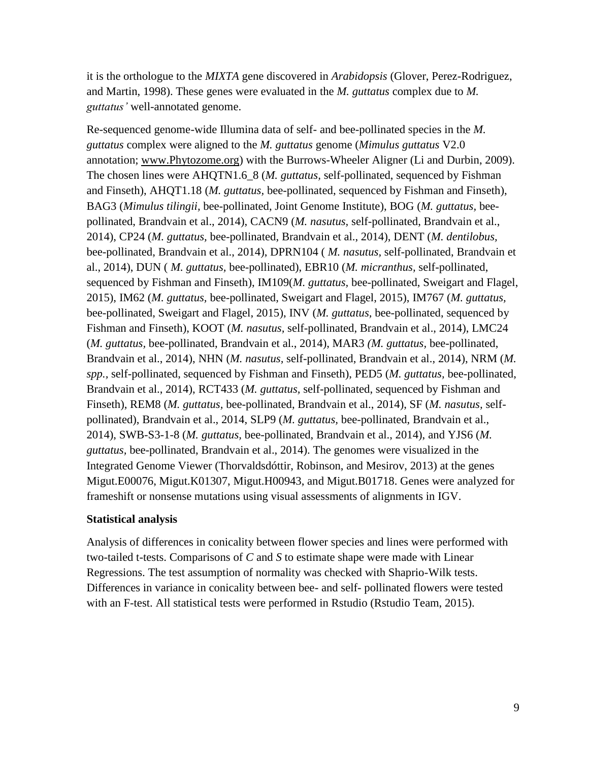it is the orthologue to the *MIXTA* gene discovered in *Arabidopsis* (Glover, Perez-Rodriguez, and Martin, 1998). These genes were evaluated in the *M. guttatus* complex due to *M. guttatus'* well-annotated genome.

Re-sequenced genome-wide Illumina data of self- and bee-pollinated species in the *M. guttatus* complex were aligned to the *M. guttatus* genome (*Mimulus guttatus* V2.0 annotation; www.Phytozome.org) with the Burrows-Wheeler Aligner (Li and Durbin, 2009). The chosen lines were AHQTN1.6_8 (*M. guttatus*, self-pollinated, sequenced by Fishman and Finseth), AHQT1.18 (*M. guttatus,* bee-pollinated, sequenced by Fishman and Finseth), BAG3 (*Mimulus tilingii,* bee-pollinated, Joint Genome Institute), BOG (*M. guttatus*, bee-pollinated, Brandvain et al., 2014), CACN9 (*M. nasutus*, self-pollinated, Brandvain et al., 2014), CP24 (*M. guttatus,* bee-pollinated, Brandvain et al., 2014), DENT (*M. dentilobus,* bee-pollinated, Brandvain et al., 2014), DPRN104 ( *M. nasutus,* self-pollinated, Brandvain et al., 2014), DUN ( *M. guttatus,* bee-pollinated), EBR10 (*M. micranthus,* self-pollinated, sequenced by Fishman and Finseth), IM109(*M. guttatus*, bee-pollinated, Sweigart and Flagel, 2015), IM62 (*M. guttatus*, bee-pollinated, Sweigart and Flagel, 2015), IM767 (*M. guttatus*, bee-pollinated, Sweigart and Flagel, 2015), INV (*M. guttatus,* bee-pollinated, sequenced by Fishman and Finseth), KOOT (*M. nasutus,* self-pollinated, Brandvain et al., 2014), LMC24 (*M. guttatus*, bee-pollinated, Brandvain et al., 2014), MAR3 *(M. guttatus,* bee-pollinated, Brandvain et al., 2014), NHN (*M. nasutus*, self-pollinated, Brandvain et al., 2014), NRM (*M. spp.,* self-pollinated, sequenced by Fishman and Finseth), PED5 (*M. guttatus*, bee-pollinated, Brandvain et al., 2014), RCT433 (*M. guttatus,* self-pollinated, sequenced by Fishman and Finseth), REM8 (*M. guttatus,* bee-pollinated, Brandvain et al., 2014), SF (*M. nasutus,* self-pollinated), Brandvain et al., 2014, SLP9 (*M. guttatus*, bee-pollinated, Brandvain et al., 2014), SWB-S3-1-8 (*M. guttatus,* bee-pollinated, Brandvain et al., 2014), and YJS6 (*M. guttatus*, bee-pollinated, Brandvain et al., 2014). The genomes were visualized in the Integrated Genome Viewer (Thorvaldsdóttir, Robinson, and Mesirov, 2013) at the genes Migut.E00076, Migut.K01307, Migut.H00943, and Migut.B01718. Genes were analyzed for frameshift or nonsense mutations using visual assessments of alignments in IGV.

**Statistical analysis**

Analysis of differences in conicality between flower species and lines were performed with two-tailed t-tests. Comparisons of $C$ and $S$ to estimate shape were made with Linear Regressions. The test assumption of normality was checked with Shaprio-Wilk tests. Differences in variance in conicality between bee- and self- pollinated flowers were tested with an F-test. All statistical tests were performed in Rstudio (Rstudio Team, 2015).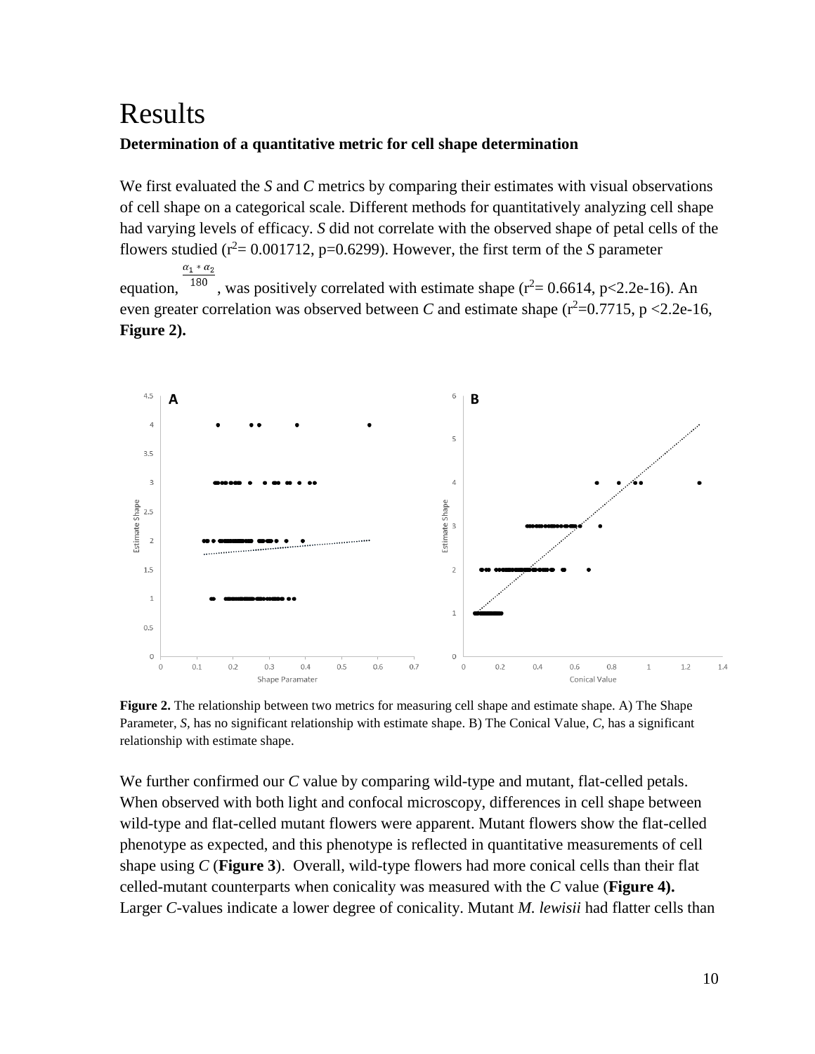# Results

**Determination of a quantitative metric for cell shape determination**

We first evaluated the *S* and *C* metrics by comparing their estimates with visual observations of cell shape on a categorical scale. Different methods for quantitatively analyzing cell shape had varying levels of efficacy. *S* did not correlate with the observed shape of petal cells of the flowers studied ($r^2 = 0.001712$, $p=0.6299$). However, the first term of the *S* parameter equation, $\frac{\alpha_1 * \alpha_2}{180}$, was positively correlated with estimate shape ($r^2 = 0.6614$, $p<2.2e\text{-}16$). An even greater correlation was observed between *C* and estimate shape ($r^2=0.7715$, $p <2.2e\text{-}16$, **Figure 2).**

**Figure 2.** The relationship between two metrics for measuring cell shape and estimate shape. A) The Shape Parameter, *S*, has no significant relationship with estimate shape. B) The Conical Value, *C*, has a significant relationship with estimate shape.

We further confirmed our *C* value by comparing wild-type and mutant, flat-celled petals. When observed with both light and confocal microscopy, differences in cell shape between wild-type and flat-celled mutant flowers were apparent. Mutant flowers show the flat-celled phenotype as expected, and this phenotype is reflected in quantitative measurements of cell shape using *C* (**Figure 3**). Overall, wild-type flowers had more conical cells than their flat celled-mutant counterparts when conicality was measured with the *C* value (**Figure 4).** Larger *C*-values indicate a lower degree of conicality. Mutant *M. lewisii* had flatter cells than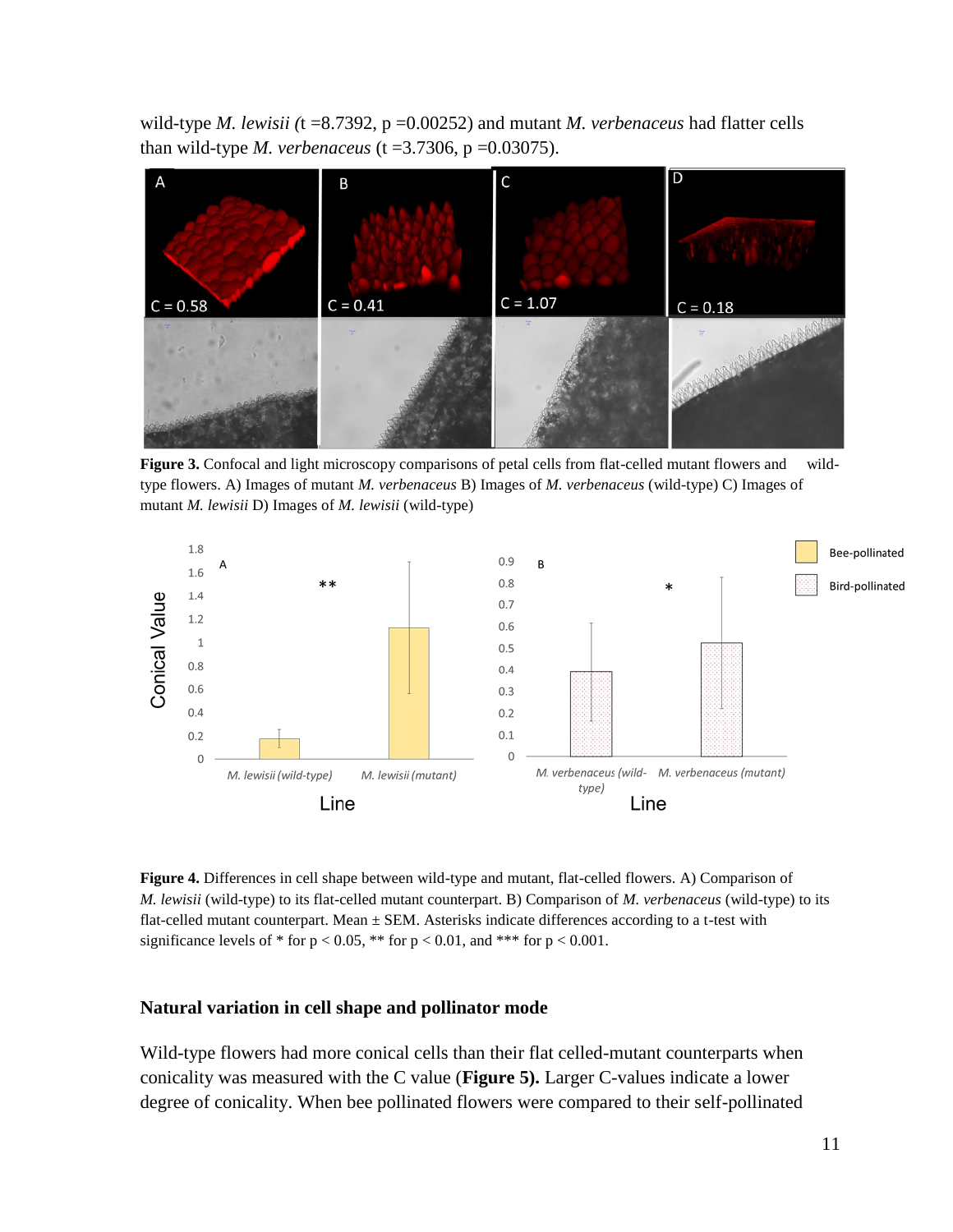wild-type *M. lewisii (*t =8.7392, p =0.00252) and mutant *M. verbenaceus* had flatter cells than wild-type *M. verbenaceus* (t =3.7306, p =0.03075).

**Figure 3.** Confocal and light microscopy comparisons of petal cells from flat-celled mutant flowers and wild-type flowers. A) Images of mutant *M. verbenaceus* B) Images of *M. verbenaceus* (wild-type) C) Images of mutant *M. lewisii* D) Images of *M. lewisii* (wild-type)

**Figure 4.** Differences in cell shape between wild-type and mutant, flat-celled flowers. A) Comparison of *M. lewisii* (wild-type) to its flat-celled mutant counterpart. B) Comparison of *M. verbenaceus* (wild-type) to its flat-celled mutant counterpart. Mean ± SEM. Asterisks indicate differences according to a t-test with significance levels of * for p < 0.05, ** for p < 0.01, and *** for p < 0.001.

## Natural variation in cell shape and pollinator mode

Wild-type flowers had more conical cells than their flat celled-mutant counterparts when conicality was measured with the C value (**Figure 5).** Larger C-values indicate a lower degree of conicality. When bee pollinated flowers were compared to their self-pollinated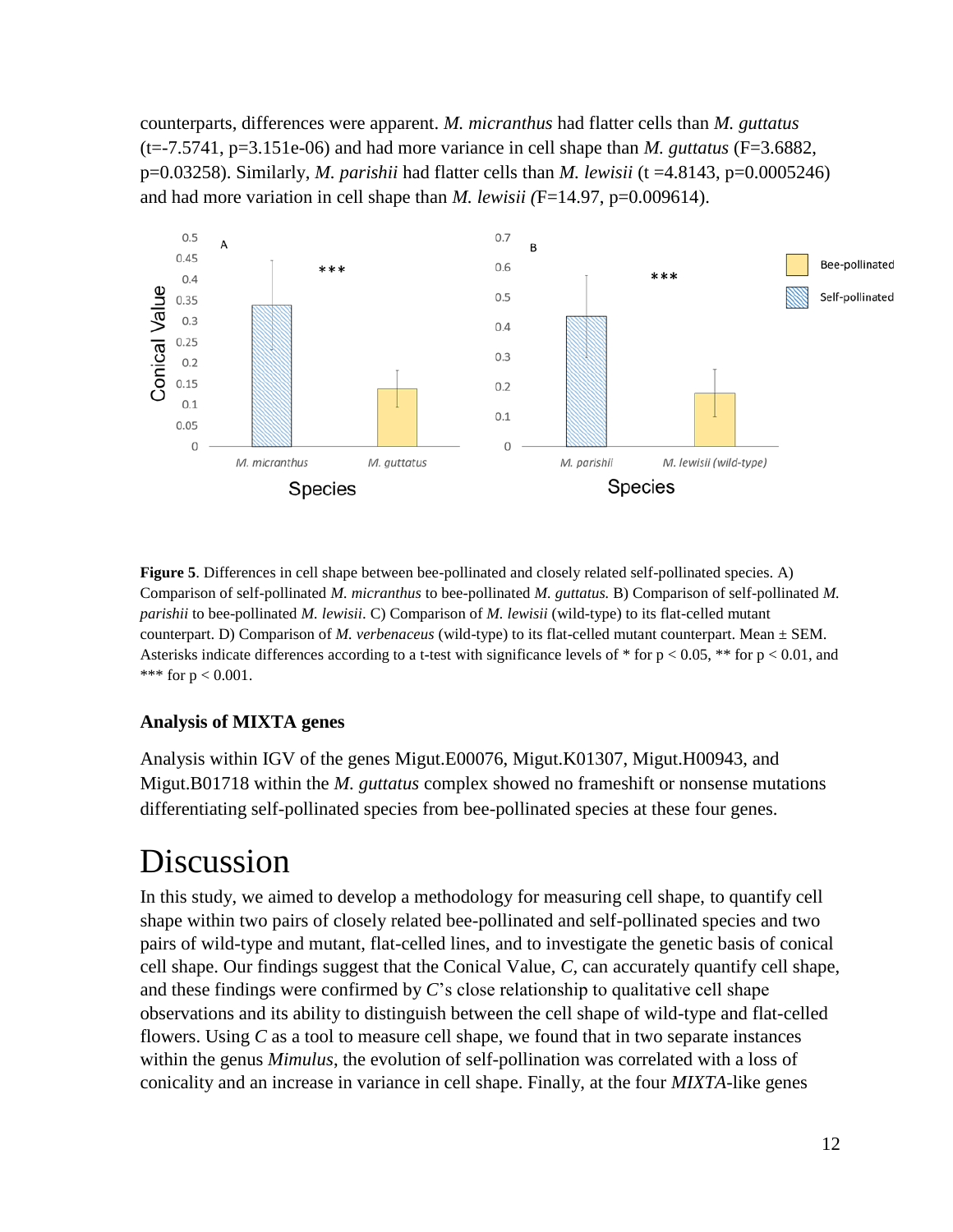counterparts, differences were apparent. *M. micranthus* had flatter cells than *M. guttatus* (t=-7.5741, p=3.151e-06) and had more variance in cell shape than *M. guttatus* (F=3.6882, p=0.03258). Similarly, *M. parishii* had flatter cells than *M. lewisii* (t =4.8143, p=0.0005246) and had more variation in cell shape than *M. lewisii (*F=14.97, p=0.009614).

**Figure 5**. Differences in cell shape between bee-pollinated and closely related self-pollinated species. A) Comparison of self-pollinated *M. micranthus* to bee-pollinated *M. guttatus.* B) Comparison of self-pollinated *M. parishii* to bee-pollinated *M. lewisii*. C) Comparison of *M. lewisii* (wild-type) to its flat-celled mutant counterpart. D) Comparison of *M. verbenaceus* (wild-type) to its flat-celled mutant counterpart. Mean ± SEM. Asterisks indicate differences according to a t-test with significance levels of * for p < 0.05, ** for p < 0.01, and *** for p < 0.001.

### Analysis of MIXTA genes

Analysis within IGV of the genes Migut.E00076, Migut.K01307, Migut.H00943, and Migut.B01718 within the *M. guttatus* complex showed no frameshift or nonsense mutations differentiating self-pollinated species from bee-pollinated species at these four genes.

# Discussion

In this study, we aimed to develop a methodology for measuring cell shape, to quantify cell shape within two pairs of closely related bee-pollinated and self-pollinated species and two pairs of wild-type and mutant, flat-celled lines, and to investigate the genetic basis of conical cell shape. Our findings suggest that the Conical Value, *C,* can accurately quantify cell shape, and these findings were confirmed by *C*'s close relationship to qualitative cell shape observations and its ability to distinguish between the cell shape of wild-type and flat-celled flowers. Using *C* as a tool to measure cell shape, we found that in two separate instances within the genus *Mimulus*, the evolution of self-pollination was correlated with a loss of conicality and an increase in variance in cell shape. Finally, at the four *MIXTA*-like genes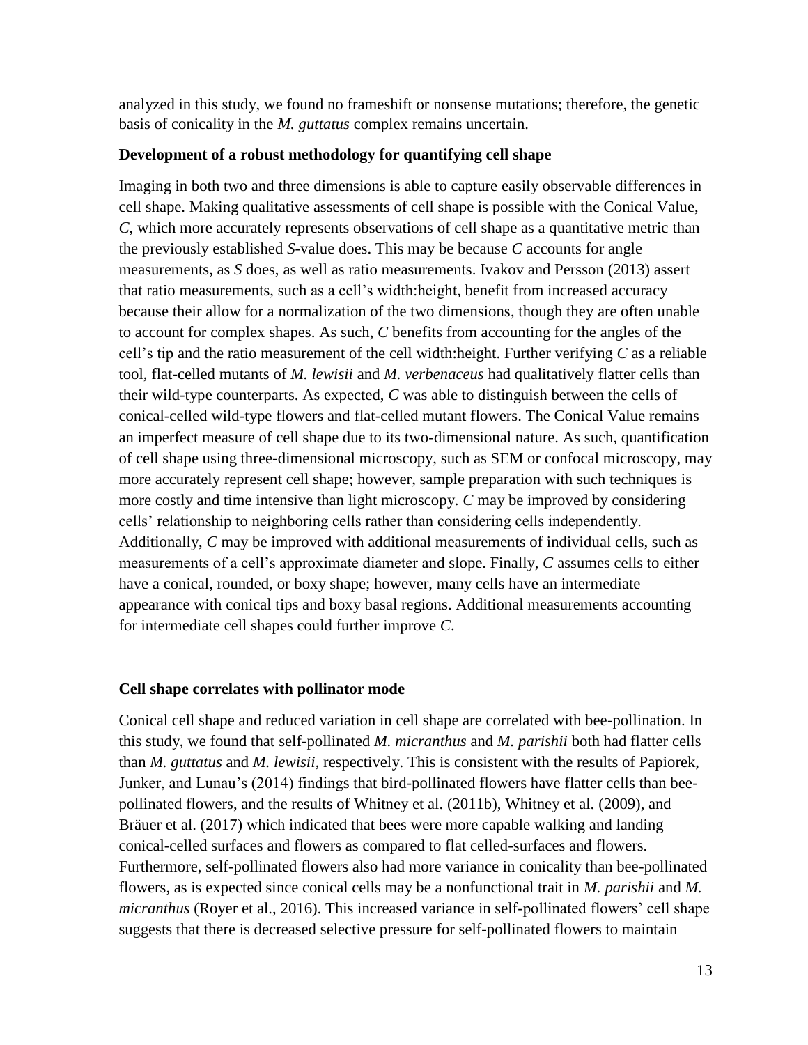analyzed in this study, we found no frameshift or nonsense mutations; therefore, the genetic basis of conicality in the *M. guttatus* complex remains uncertain.

### Development of a robust methodology for quantifying cell shape

Imaging in both two and three dimensions is able to capture easily observable differences in cell shape. Making qualitative assessments of cell shape is possible with the Conical Value, *C*, which more accurately represents observations of cell shape as a quantitative metric than the previously established *S*-value does. This may be because *C* accounts for angle measurements, as *S* does, as well as ratio measurements. Ivakov and Persson (2013) assert that ratio measurements, such as a cell's width:height, benefit from increased accuracy because their allow for a normalization of the two dimensions, though they are often unable to account for complex shapes. As such, *C* benefits from accounting for the angles of the cell's tip and the ratio measurement of the cell width:height. Further verifying *C* as a reliable tool, flat-celled mutants of *M. lewisii* and *M. verbenaceus* had qualitatively flatter cells than their wild-type counterparts. As expected, *C* was able to distinguish between the cells of conical-celled wild-type flowers and flat-celled mutant flowers. The Conical Value remains an imperfect measure of cell shape due to its two-dimensional nature. As such, quantification of cell shape using three-dimensional microscopy, such as SEM or confocal microscopy, may more accurately represent cell shape; however, sample preparation with such techniques is more costly and time intensive than light microscopy. *C* may be improved by considering cells' relationship to neighboring cells rather than considering cells independently. Additionally, *C* may be improved with additional measurements of individual cells, such as measurements of a cell's approximate diameter and slope. Finally, *C* assumes cells to either have a conical, rounded, or boxy shape; however, many cells have an intermediate appearance with conical tips and boxy basal regions. Additional measurements accounting for intermediate cell shapes could further improve *C*.

### Cell shape correlates with pollinator mode

Conical cell shape and reduced variation in cell shape are correlated with bee-pollination. In this study, we found that self-pollinated *M. micranthus* and *M. parishii* both had flatter cells than *M. guttatus* and *M. lewisii*, respectively. This is consistent with the results of Papiorek, Junker, and Lunau's (2014) findings that bird-pollinated flowers have flatter cells than bee-pollinated flowers, and the results of Whitney et al. (2011b), Whitney et al. (2009), and Bräuer et al. (2017) which indicated that bees were more capable walking and landing conical-celled surfaces and flowers as compared to flat celled-surfaces and flowers. Furthermore, self-pollinated flowers also had more variance in conicality than bee-pollinated flowers, as is expected since conical cells may be a nonfunctional trait in *M. parishii* and *M. micranthus* (Royer et al., 2016). This increased variance in self-pollinated flowers' cell shape suggests that there is decreased selective pressure for self-pollinated flowers to maintain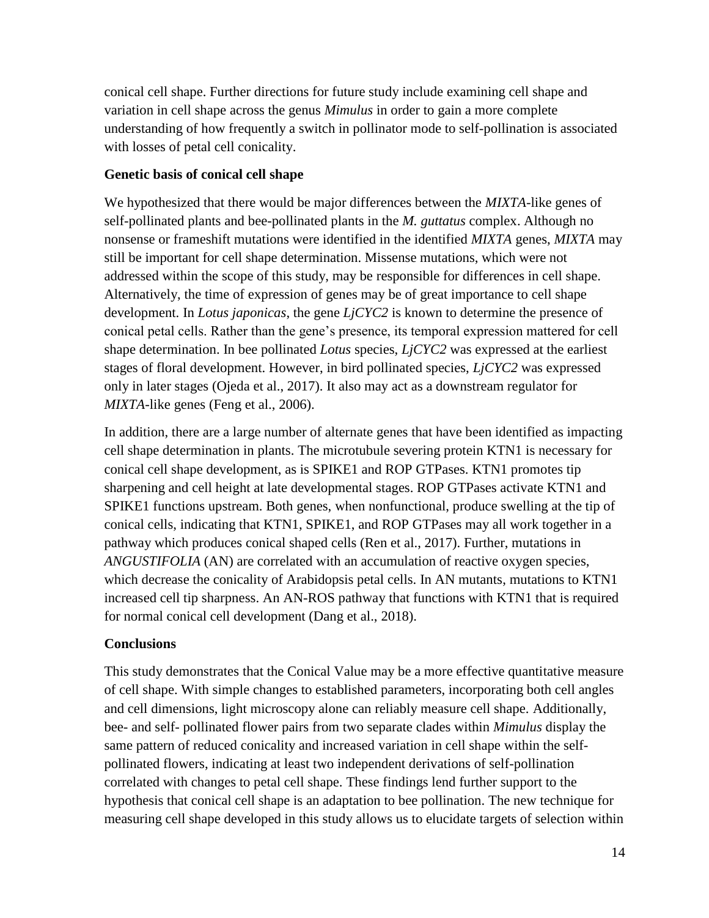conical cell shape. Further directions for future study include examining cell shape and variation in cell shape across the genus *Mimulus* in order to gain a more complete understanding of how frequently a switch in pollinator mode to self-pollination is associated with losses of petal cell conicality.

**Genetic basis of conical cell shape**

We hypothesized that there would be major differences between the *MIXTA*-like genes of self-pollinated plants and bee-pollinated plants in the *M. guttatus* complex. Although no nonsense or frameshift mutations were identified in the identified *MIXTA* genes, *MIXTA* may still be important for cell shape determination. Missense mutations, which were not addressed within the scope of this study, may be responsible for differences in cell shape. Alternatively, the time of expression of genes may be of great importance to cell shape development. In *Lotus japonicas*, the gene *LjCYC2* is known to determine the presence of conical petal cells. Rather than the gene's presence, its temporal expression mattered for cell shape determination. In bee pollinated *Lotus* species, *LjCYC2* was expressed at the earliest stages of floral development. However, in bird pollinated species, *LjCYC2* was expressed only in later stages (Ojeda et al., 2017). It also may act as a downstream regulator for *MIXTA*-like genes (Feng et al., 2006).

In addition, there are a large number of alternate genes that have been identified as impacting cell shape determination in plants. The microtubule severing protein KTN1 is necessary for conical cell shape development, as is SPIKE1 and ROP GTPases. KTN1 promotes tip sharpening and cell height at late developmental stages. ROP GTPases activate KTN1 and SPIKE1 functions upstream. Both genes, when nonfunctional, produce swelling at the tip of conical cells, indicating that KTN1, SPIKE1, and ROP GTPases may all work together in a pathway which produces conical shaped cells (Ren et al., 2017). Further, mutations in *ANGUSTIFOLIA* (AN) are correlated with an accumulation of reactive oxygen species, which decrease the conicality of Arabidopsis petal cells. In AN mutants, mutations to KTN1 increased cell tip sharpness. An AN-ROS pathway that functions with KTN1 that is required for normal conical cell development (Dang et al., 2018).

**Conclusions**

This study demonstrates that the Conical Value may be a more effective quantitative measure of cell shape. With simple changes to established parameters, incorporating both cell angles and cell dimensions, light microscopy alone can reliably measure cell shape. Additionally, bee- and self- pollinated flower pairs from two separate clades within *Mimulus* display the same pattern of reduced conicality and increased variation in cell shape within the self-pollinated flowers, indicating at least two independent derivations of self-pollination correlated with changes to petal cell shape. These findings lend further support to the hypothesis that conical cell shape is an adaptation to bee pollination. The new technique for measuring cell shape developed in this study allows us to elucidate targets of selection within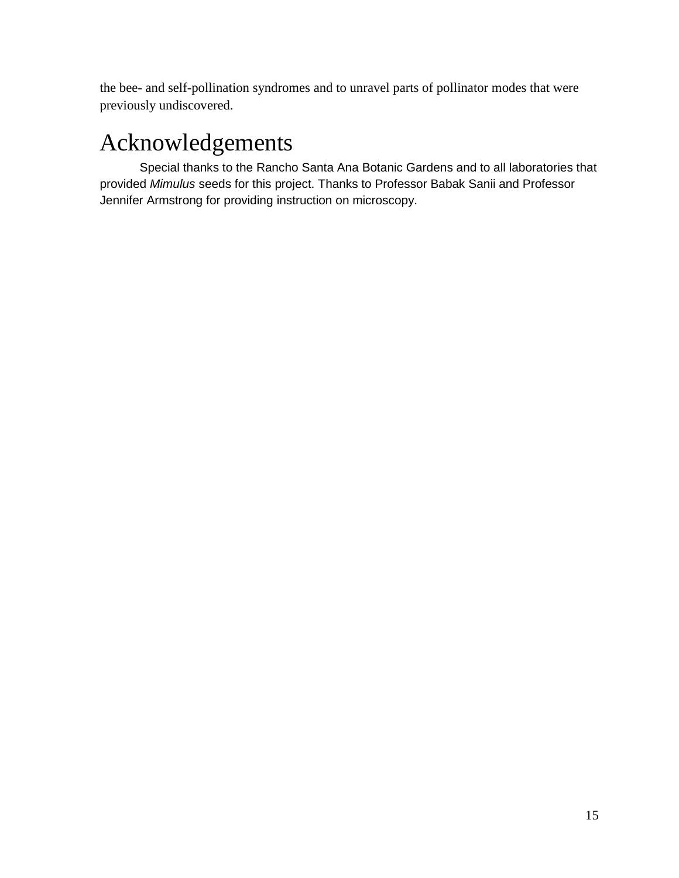the bee- and self-pollination syndromes and to unravel parts of pollinator modes that were previously undiscovered.

# Acknowledgements

Special thanks to the Rancho Santa Ana Botanic Gardens and to all laboratories that provided *Mimulus* seeds for this project. Thanks to Professor Babak Sanii and Professor Jennifer Armstrong for providing instruction on microscopy.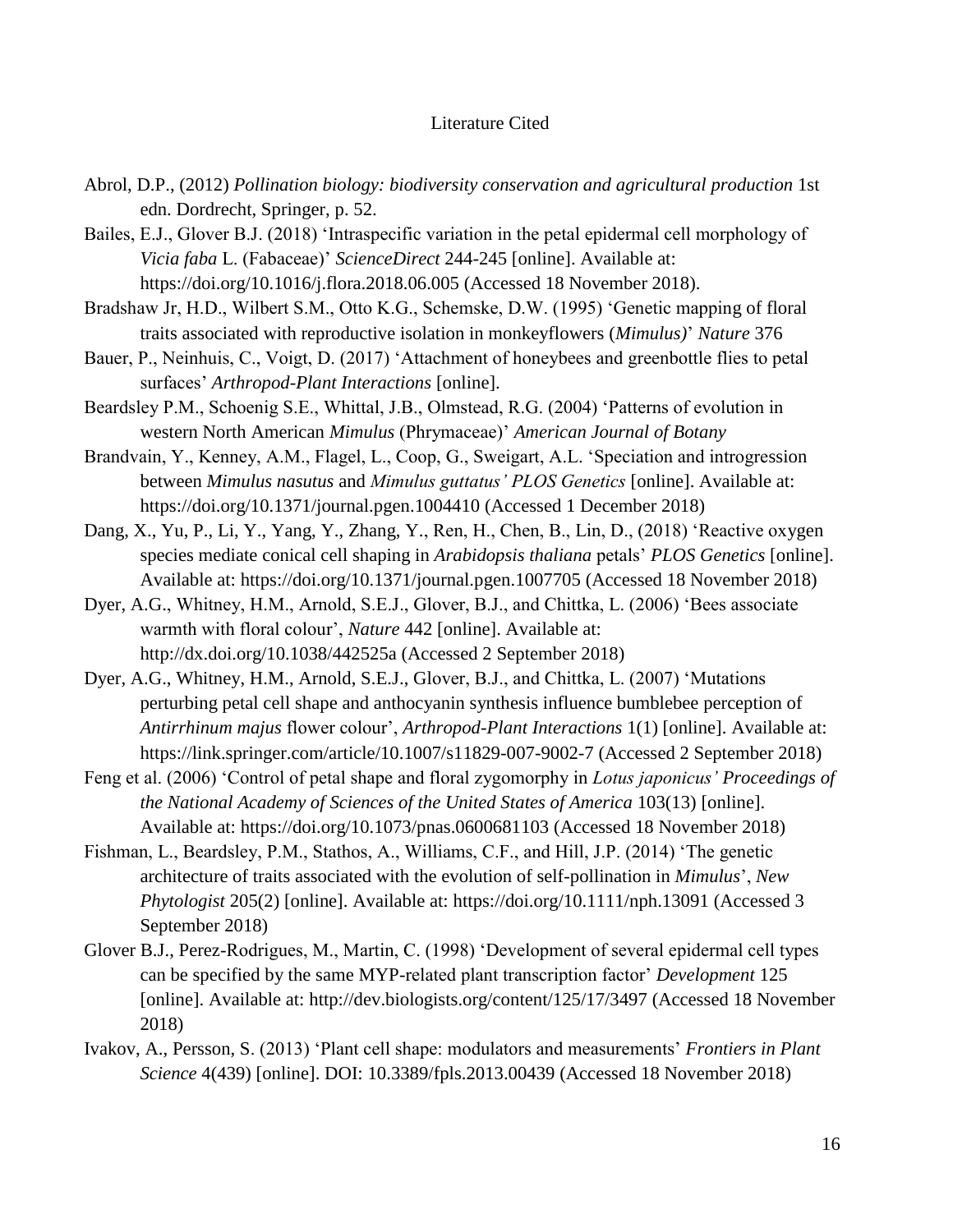# Literature Cited

Abrol, D.P., (2012) *Pollination biology: biodiversity conservation and agricultural production* 1st edn. Dordrecht, Springer, p. 52.

Bailes, E.J., Glover B.J. (2018) 'Intraspecific variation in the petal epidermal cell morphology of *Vicia faba* L. (Fabaceae)' *ScienceDirect* 244-245 [online]. Available at: https://doi.org/10.1016/j.flora.2018.06.005 (Accessed 18 November 2018).

Bradshaw Jr, H.D., Wilbert S.M., Otto K.G., Schemske, D.W. (1995) 'Genetic mapping of floral traits associated with reproductive isolation in monkeyflowers (*Mimulus)*' *Nature* 376

Bauer, P., Neinhuis, C., Voigt, D. (2017) 'Attachment of honeybees and greenbottle flies to petal surfaces' *Arthropod-Plant Interactions* [online].

Beardsley P.M., Schoenig S.E., Whittal, J.B., Olmstead, R.G. (2004) 'Patterns of evolution in western North American *Mimulus* (Phrymaceae)' *American Journal of Botany*

Brandvain, Y., Kenney, A.M., Flagel, L., Coop, G., Sweigart, A.L. 'Speciation and introgression between *Mimulus nasutus* and *Mimulus guttatus' PLOS Genetics* [online]. Available at: https://doi.org/10.1371/journal.pgen.1004410 (Accessed 1 December 2018)

Dang, X., Yu, P., Li, Y., Yang, Y., Zhang, Y., Ren, H., Chen, B., Lin, D., (2018) 'Reactive oxygen species mediate conical cell shaping in *Arabidopsis thaliana* petals' *PLOS Genetics* [online]. Available at: https://doi.org/10.1371/journal.pgen.1007705 (Accessed 18 November 2018)

Dyer, A.G., Whitney, H.M., Arnold, S.E.J., Glover, B.J., and Chittka, L. (2006) 'Bees associate warmth with floral colour', *Nature* 442 [online]. Available at: http://dx.doi.org/10.1038/442525a (Accessed 2 September 2018)

Dyer, A.G., Whitney, H.M., Arnold, S.E.J., Glover, B.J., and Chittka, L. (2007) 'Mutations perturbing petal cell shape and anthocyanin synthesis influence bumblebee perception of *Antirrhinum majus* flower colour', *Arthropod-Plant Interactions* 1(1) [online]. Available at: https://link.springer.com/article/10.1007/s11829-007-9002-7 (Accessed 2 September 2018)

Feng et al. (2006) 'Control of petal shape and floral zygomorphy in *Lotus japonicus' Proceedings of the National Academy of Sciences of the United States of America* 103(13) [online]. Available at: https://doi.org/10.1073/pnas.0600681103 (Accessed 18 November 2018)

Fishman, L., Beardsley, P.M., Stathos, A., Williams, C.F., and Hill, J.P. (2014) 'The genetic architecture of traits associated with the evolution of self-pollination in *Mimulus*', *New Phytologist* 205(2) [online]. Available at: https://doi.org/10.1111/nph.13091 (Accessed 3 September 2018)

Glover B.J., Perez-Rodrigues, M., Martin, C. (1998) 'Development of several epidermal cell types can be specified by the same MYP-related plant transcription factor' *Development* 125 [online]. Available at: http://dev.biologists.org/content/125/17/3497 (Accessed 18 November 2018)

Ivakov, A., Persson, S. (2013) 'Plant cell shape: modulators and measurements' *Frontiers in Plant Science* 4(439) [online]. DOI: 10.3389/fpls.2013.00439 (Accessed 18 November 2018)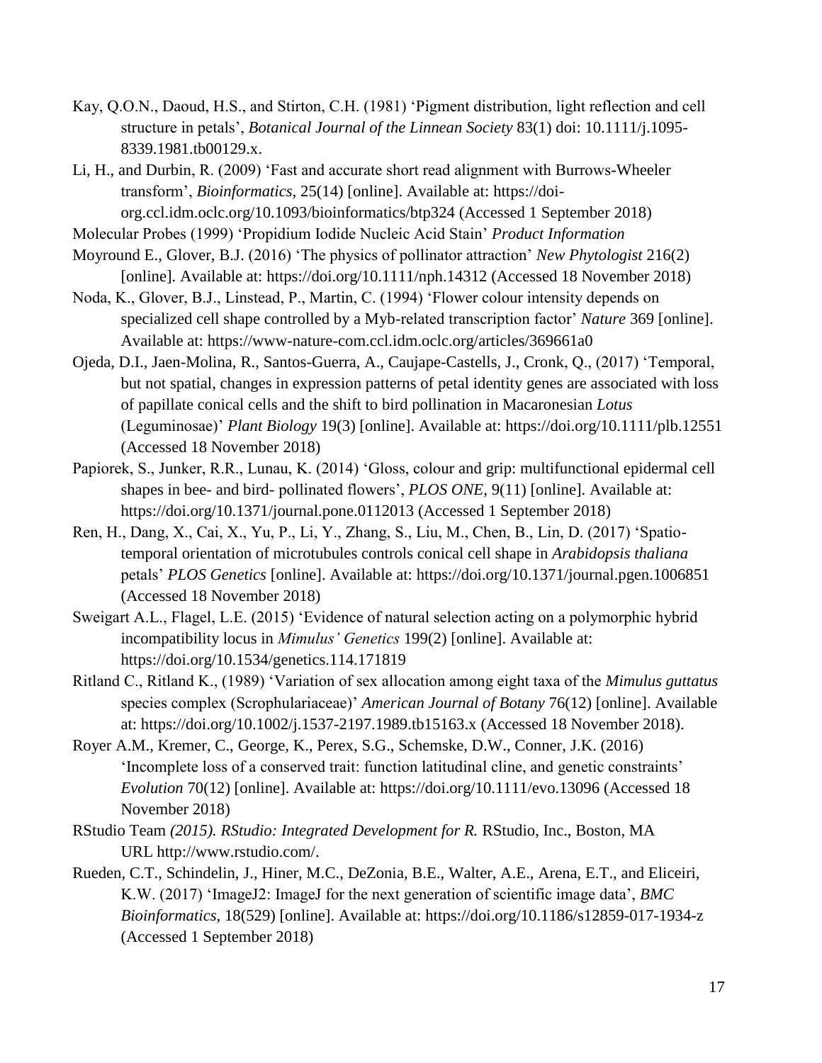Kay, Q.O.N., Daoud, H.S., and Stirton, C.H. (1981) 'Pigment distribution, light reflection and cell structure in petals', *Botanical Journal of the Linnean Society* 83(1) doi: 10.1111/j.1095-8339.1981.tb00129.x.

Li, H., and Durbin, R. (2009) 'Fast and accurate short read alignment with Burrows-Wheeler transform', *Bioinformatics,* 25(14) [online]. Available at: https://doi-org.ccl.idm.oclc.org/10.1093/bioinformatics/btp324 (Accessed 1 September 2018)

Molecular Probes (1999) 'Propidium Iodide Nucleic Acid Stain' *Product Information*

Moyround E., Glover, B.J. (2016) 'The physics of pollinator attraction' *New Phytologist* 216(2) [online]. Available at: https://doi.org/10.1111/nph.14312 (Accessed 18 November 2018)

Noda, K., Glover, B.J., Linstead, P., Martin, C. (1994) 'Flower colour intensity depends on specialized cell shape controlled by a Myb-related transcription factor' *Nature* 369 [online]. Available at: https://www-nature-com.ccl.idm.oclc.org/articles/369661a0

Ojeda, D.I., Jaen-Molina, R., Santos-Guerra, A., Caujape-Castells, J., Cronk, Q., (2017) 'Temporal, but not spatial, changes in expression patterns of petal identity genes are associated with loss of papillate conical cells and the shift to bird pollination in Macaronesian *Lotus* (Leguminosae)' *Plant Biology* 19(3) [online]. Available at: https://doi.org/10.1111/plb.12551 (Accessed 18 November 2018)

Papiorek, S., Junker, R.R., Lunau, K. (2014) 'Gloss, colour and grip: multifunctional epidermal cell shapes in bee- and bird- pollinated flowers', *PLOS ONE,* 9(11) [online]. Available at: https://doi.org/10.1371/journal.pone.0112013 (Accessed 1 September 2018)

Ren, H., Dang, X., Cai, X., Yu, P., Li, Y., Zhang, S., Liu, M., Chen, B., Lin, D. (2017) 'Spatio-temporal orientation of microtubules controls conical cell shape in *Arabidopsis thaliana* petals' *PLOS Genetics* [online]. Available at: https://doi.org/10.1371/journal.pgen.1006851 (Accessed 18 November 2018)

Sweigart A.L., Flagel, L.E. (2015) 'Evidence of natural selection acting on a polymorphic hybrid incompatibility locus in *Mimulus' Genetics* 199(2) [online]. Available at: https://doi.org/10.1534/genetics.114.171819

Ritland C., Ritland K., (1989) 'Variation of sex allocation among eight taxa of the *Mimulus guttatus* species complex (Scrophulariaceae)' *American Journal of Botany* 76(12) [online]. Available at: https://doi.org/10.1002/j.1537-2197.1989.tb15163.x (Accessed 18 November 2018).

Royer A.M., Kremer, C., George, K., Perex, S.G., Schemske, D.W., Conner, J.K. (2016) 'Incomplete loss of a conserved trait: function latitudinal cline, and genetic constraints' *Evolution* 70(12) [online]. Available at: https://doi.org/10.1111/evo.13096 (Accessed 18 November 2018)

RStudio Team *(2015). RStudio: Integrated Development for R.* RStudio, Inc., Boston, MA URL http://www.rstudio.com/.

Rueden, C.T., Schindelin, J., Hiner, M.C., DeZonia, B.E., Walter, A.E., Arena, E.T., and Eliceiri, K.W. (2017) 'ImageJ2: ImageJ for the next generation of scientific image data', *BMC Bioinformatics,* 18(529) [online]. Available at: https://doi.org/10.1186/s12859-017-1934-z (Accessed 1 September 2018)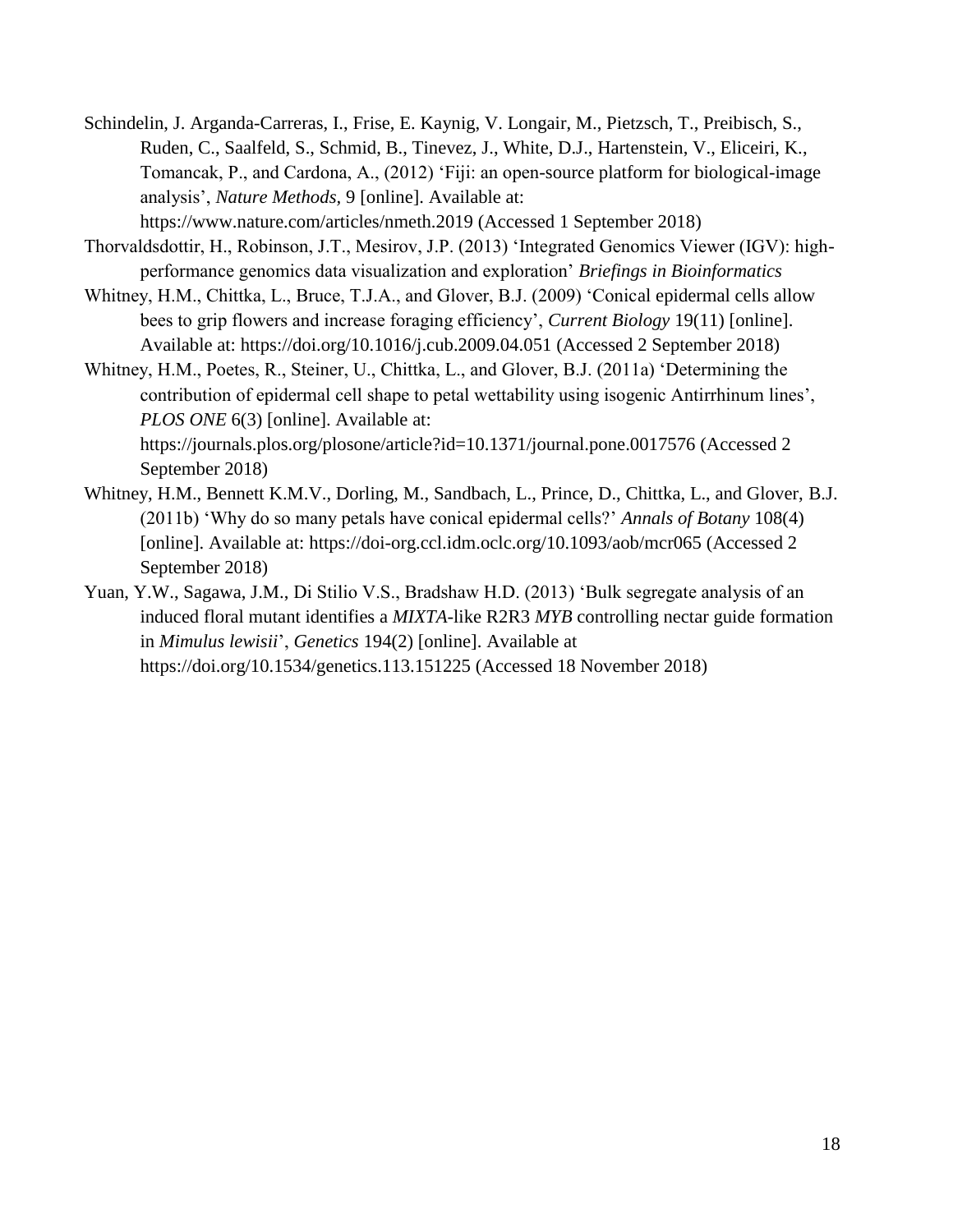Schindelin, J. Arganda-Carreras, I., Frise, E. Kaynig, V. Longair, M., Pietzsch, T., Preibisch, S., Ruden, C., Saalfeld, S., Schmid, B., Tinevez, J., White, D.J., Hartenstein, V., Eliceiri, K., Tomancak, P., and Cardona, A., (2012) 'Fiji: an open-source platform for biological-image analysis', *Nature Methods,* 9 [online]. Available at: https://www.nature.com/articles/nmeth.2019 (Accessed 1 September 2018)

Thorvaldsdottir, H., Robinson, J.T., Mesirov, J.P. (2013) 'Integrated Genomics Viewer (IGV): high-performance genomics data visualization and exploration' *Briefings in Bioinformatics*

Whitney, H.M., Chittka, L., Bruce, T.J.A., and Glover, B.J. (2009) 'Conical epidermal cells allow bees to grip flowers and increase foraging efficiency', *Current Biology* 19(11) [online]. Available at: https://doi.org/10.1016/j.cub.2009.04.051 (Accessed 2 September 2018)

Whitney, H.M., Poetes, R., Steiner, U., Chittka, L., and Glover, B.J. (2011a) 'Determining the contribution of epidermal cell shape to petal wettability using isogenic Antirrhinum lines', *PLOS ONE* 6(3) [online]. Available at: https://journals.plos.org/plosone/article?id=10.1371/journal.pone.0017576 (Accessed 2 September 2018)

Whitney, H.M., Bennett K.M.V., Dorling, M., Sandbach, L., Prince, D., Chittka, L., and Glover, B.J. (2011b) 'Why do so many petals have conical epidermal cells?' *Annals of Botany* 108(4) [online]. Available at: https://doi-org.ccl.idm.oclc.org/10.1093/aob/mcr065 (Accessed 2 September 2018)

Yuan, Y.W., Sagawa, J.M., Di Stilio V.S., Bradshaw H.D. (2013) 'Bulk segregate analysis of an induced floral mutant identifies a *MIXTA*-like R2R3 *MYB* controlling nectar guide formation in *Mimulus lewisii*', *Genetics* 194(2) [online]. Available at https://doi.org/10.1534/genetics.113.151225 (Accessed 18 November 2018)